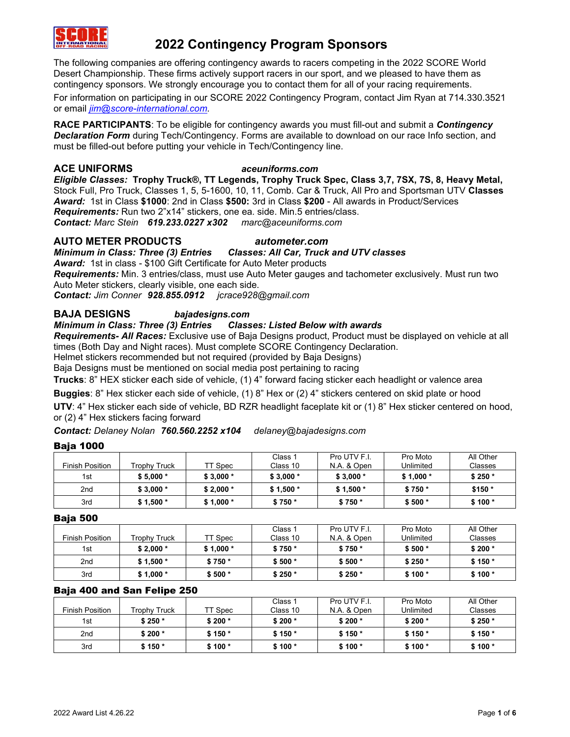# 2022 Contingency Program Sponsors

The following companies are offering contingency awards to racers competing in the 2022 SCORE World Desert Championship. These firms actively support racers in our sport, and we pleased to have them as contingency sponsors. We strongly encourage you to contact them for all of your racing requirements.

For information on participating in our SCORE 2022 Contingency Program, contact Jim Ryan at 714.330.3521 or email *jim@score-international.com*.

**RACE PARTICIPANTS**: To be eligible for contingency awards you must fill-out and submit a ***Contingency Declaration Form*** during Tech/Contingency. Forms are available to download on our race Info section, and must be filled-out before putting your vehicle in Tech/Contingency line.

## ACE UNIFORMS *aceuniforms.com*

***Eligible Classes:*** **Trophy Truck®, TT Legends, Trophy Truck Spec, Class 3,7, 7SX, 7S, 8, Heavy Metal,** Stock Full, Pro Truck, Classes 1, 5, 5-1600, 10, 11, Comb. Car & Truck, All Pro and Sportsman UTV **Classes**
***Award:*** 1st in Class **$1000**: 2nd in Class **$500:** 3rd in Class **$200** - All awards in Product/Services
***Requirements:*** Run two 2"x14" stickers, one ea. side. Min.5 entries/class.
***Contact:*** *Marc Stein* ***619.233.0227 x302*** *marc@aceuniforms.com*

## AUTO METER PRODUCTS *autometer.com*

***Minimum in Class: Three (3) Entries*** ***Classes: All Car, Truck and UTV classes***
***Award:*** 1st in class - $100 Gift Certificate for Auto Meter products
***Requirements:*** Min. 3 entries/class, must use Auto Meter gauges and tachometer exclusively. Must run two Auto Meter stickers, clearly visible, one each side.
***Contact:*** *Jim Conner* ***928.855.0912*** *jcrace928@gmail.com*

## BAJA DESIGNS *bajadesigns.com*

***Minimum in Class: Three (3) Entries*** ***Classes: Listed Below with awards***
***Requirements- All Races:*** Exclusive use of Baja Designs product, Product must be displayed on vehicle at all times (Both Day and Night races). Must complete SCORE Contingency Declaration.
Helmet stickers recommended but not required (provided by Baja Designs)
Baja Designs must be mentioned on social media post pertaining to racing
**Trucks**: 8" HEX sticker each side of vehicle, (1) 4" forward facing sticker each headlight or valence area
**Buggies**: 8" Hex sticker each side of vehicle, (1) 8" Hex or (2) 4" stickers centered on skid plate or hood
**UTV**: 4" Hex sticker each side of vehicle, BD RZR headlight faceplate kit or (1) 8" Hex sticker centered on hood, or (2) 4" Hex stickers facing forward

***Contact:*** *Delaney Nolan* ***760.560.2252 x104*** *delaney@bajadesigns.com*

### Baja 1000

| Finish Position | Trophy Truck | TT Spec | Class 1 Class 10 | Pro UTV F.I. N.A. & Open | Pro Moto Unlimited | All Other Classes |
|---|---|---|---|---|---|---|
| 1st | **$ 5,000 \*** | **$ 3,000 \*** | **$ 3,000 \*** | **$ 3,000 \*** | **$ 1,000 \*** | **$ 250 \*** |
| 2nd | **$ 3,000 \*** | **$ 2,000 \*** | **$ 1,500 \*** | **$ 1,500 \*** | **$ 750 \*** | **$150 \*** |
| 3rd | **$ 1,500 \*** | **$ 1,000 \*** | **$ 750 \*** | **$ 750 \*** | **$ 500 \*** | **$ 100 \*** |

### Baja 500

| Finish Position | Trophy Truck | TT Spec | Class 1 Class 10 | Pro UTV F.I. N.A. & Open | Pro Moto Unlimited | All Other Classes |
|---|---|---|---|---|---|---|
| 1st | **$ 2,000 \*** | **$ 1,000 \*** | **$ 750 \*** | **$ 750 \*** | **$ 500 \*** | **$ 200 \*** |
| 2nd | **$ 1,500 \*** | **$ 750 \*** | **$ 500 \*** | **$ 500 \*** | **$ 250 \*** | **$ 150 \*** |
| 3rd | **$ 1,000 \*** | **$ 500 \*** | **$ 250 \*** | **$ 250 \*** | **$ 100 \*** | **$ 100 \*** |

### Baja 400 and San Felipe 250

| Finish Position | Trophy Truck | TT Spec | Class 1 Class 10 | Pro UTV F.I. N.A. & Open | Pro Moto Unlimited | All Other Classes |
|---|---|---|---|---|---|---|
| 1st | **$ 250 \*** | **$ 200 \*** | **$ 200 \*** | **$ 200 \*** | **$ 200 \*** | **$ 250 \*** |
| 2nd | **$ 200 \*** | **$ 150 \*** | **$ 150 \*** | **$ 150 \*** | **$ 150 \*** | **$ 150 \*** |
| 3rd | **$ 150 \*** | **$ 100 \*** | **$ 100 \*** | **$ 100 \*** | **$ 100 \*** | **$ 100 \*** |

2022 Award List 4.26.22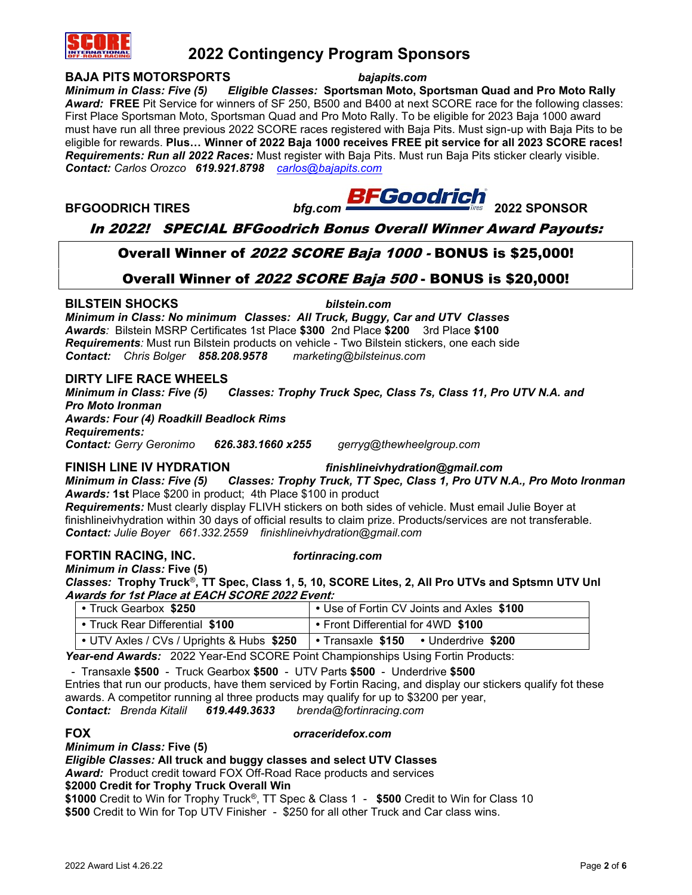# 2022 Contingency Program Sponsors

**BAJA PITS MOTORSPORTS** ***bajapits.com***

***Minimum in Class: Five (5)*** ***Eligible Classes:*** **Sportsman Moto, Sportsman Quad and Pro Moto Rally**

***Award:*** **FREE** Pit Service for winners of SF 250, B500 and B400 at next SCORE race for the following classes: First Place Sportsman Moto, Sportsman Quad and Pro Moto Rally. To be eligible for 2023 Baja 1000 award must have run all three previous 2022 SCORE races registered with Baja Pits. Must sign-up with Baja Pits to be eligible for rewards. **Plus… Winner of 2022 Baja 1000 receives FREE pit service for all 2023 SCORE races!**

***Requirements: Run all 2022 Races:*** Must register with Baja Pits. Must run Baja Pits sticker clearly visible.

***Contact:*** *Carlos Orozco* ***619.921.8798*** *carlos@bajapits.com*

**BFGOODRICH TIRES** ***bfg.com*** BFGoodrich **2022 SPONSOR**

***In 2022! SPECIAL BFGoodrich Bonus Overall Winner Award Payouts:***

**Overall Winner of *2022 SCORE Baja 1000* - BONUS is $25,000!**

**Overall Winner of *2022 SCORE Baja 500* - BONUS is $20,000!**

**BILSTEIN SHOCKS** ***bilstein.com***

***Minimum in Class: No minimum Classes: All Truck, Buggy, Car and UTV Classes***

***Awards:*** Bilstein MSRP Certificates 1st Place **$300** 2nd Place **$200** 3rd Place **$100**

***Requirements:*** Must run Bilstein products on vehicle - Two Bilstein stickers, one each side

***Contact:*** *Chris Bolger* ***858.208.9578*** *marketing@bilsteinus.com*

**DIRTY LIFE RACE WHEELS**

***Minimum in Class: Five (5)*** ***Classes: Trophy Truck Spec, Class 7s, Class 11, Pro UTV N.A. and Pro Moto Ironman***

***Awards: Four (4) Roadkill Beadlock Rims***

***Requirements:***

***Contact:*** *Gerry Geronimo* ***626.383.1660 x255*** *gerryg@thewheelgroup.com*

**FINISH LINE IV HYDRATION** ***finishlineivhydration@gmail.com***

***Minimum in Class: Five (5)*** ***Classes: Trophy Truck, TT Spec, Class 1, Pro UTV N.A., Pro Moto Ironman***

***Awards:*** **1st** Place $200 in product; 4th Place $100 in product

***Requirements:*** Must clearly display FLIVH stickers on both sides of vehicle. Must email Julie Boyer at finishlineivhydration within 30 days of official results to claim prize. Products/services are not transferable.

***Contact:*** *Julie Boyer 661.332.2559 finishlineivhydration@gmail.com*

**FORTIN RACING, INC.** ***fortinracing.com***

***Minimum in Class:*** **Five (5)**

***Classes:*** **Trophy Truck®, TT Spec, Class 1, 5, 10, SCORE Lites, 2, All Pro UTVs and Sptsmn UTV Unl**

***Awards for 1st Place at EACH SCORE 2022 Event:***

| | |
|---|---|
| • Truck Gearbox **$250** | • Use of Fortin CV Joints and Axles **$100** |
| • Truck Rear Differential **$100** | • Front Differential for 4WD **$100** |
| • UTV Axles / CVs / Uprights & Hubs **$250** | • Transaxle **$150** • Underdrive **$200** |

***Year-end Awards:*** 2022 Year-End SCORE Point Championships Using Fortin Products:

- Transaxle **$500** - Truck Gearbox **$500** - UTV Parts **$500** - Underdrive **$500**

Entries that run our products, have them serviced by Fortin Racing, and display our stickers qualify fot these awards. A competitor running al three products may qualify for up to $3200 per year,

***Contact:*** *Brenda Kitalil* ***619.449.3633*** *brenda@fortinracing.com*

**FOX** ***orraceridefox.com***

***Minimum in Class:*** **Five (5)**

***Eligible Classes:*** **All truck and buggy classes and select UTV Classes**

***Award:*** Product credit toward FOX Off-Road Race products and services

**$2000 Credit for Trophy Truck Overall Win**

**$1000** Credit to Win for Trophy Truck®, TT Spec & Class 1 - **$500** Credit to Win for Class 10

**$500** Credit to Win for Top UTV Finisher - $250 for all other Truck and Car class wins.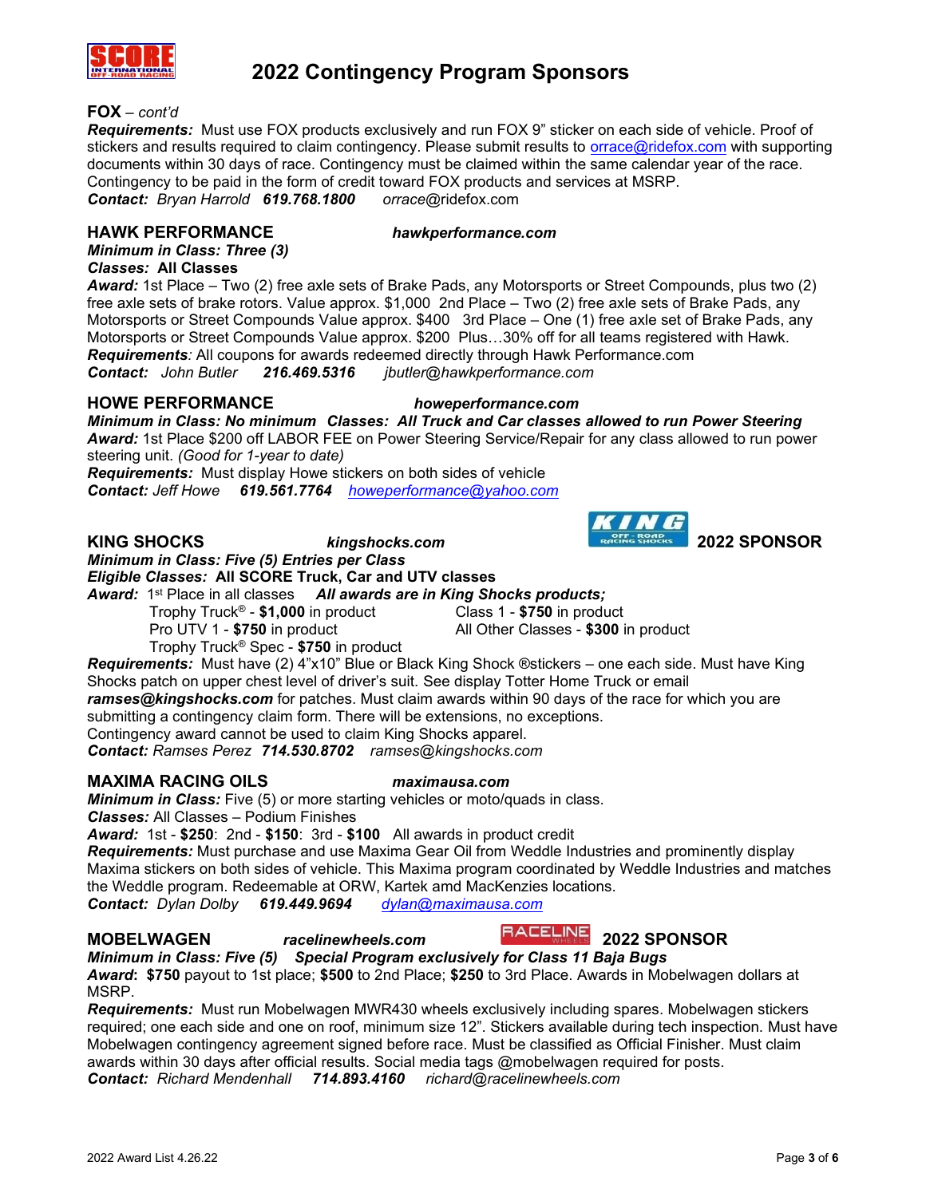# 2022 Contingency Program Sponsors

**FOX** – *cont'd*
***Requirements:*** Must use FOX products exclusively and run FOX 9" sticker on each side of vehicle. Proof of stickers and results required to claim contingency. Please submit results to orrace@ridefox.com with supporting documents within 30 days of race. Contingency must be claimed within the same calendar year of the race. Contingency to be paid in the form of credit toward FOX products and services at MSRP.
***Contact:*** *Bryan Harrold* ***619.768.1800*** orrace@ridefox.com

## HAWK PERFORMANCE — *hawkperformance.com*

***Minimum in Class: Three (3)***
***Classes:* All Classes**
***Award:*** 1st Place – Two (2) free axle sets of Brake Pads, any Motorsports or Street Compounds, plus two (2) free axle sets of brake rotors. Value approx. $1,000 2nd Place – Two (2) free axle sets of Brake Pads, any Motorsports or Street Compounds Value approx. $400 3rd Place – One (1) free axle set of Brake Pads, any Motorsports or Street Compounds Value approx. $200 Plus…30% off for all teams registered with Hawk.
***Requirements****:* All coupons for awards redeemed directly through Hawk Performance.com
***Contact:*** *John Butler* ***216.469.5316*** *jbutler@hawkperformance.com*

## HOWE PERFORMANCE — *howeperformance.com*

***Minimum in Class: No minimum Classes: All Truck and Car classes allowed to run Power Steering***
***Award:*** 1st Place $200 off LABOR FEE on Power Steering Service/Repair for any class allowed to run power steering unit. *(Good for 1-year to date)*
***Requirements:*** Must display Howe stickers on both sides of vehicle
***Contact:*** *Jeff Howe* ***619.561.7764*** *howeperformance@yahoo.com*

## KING SHOCKS — *kingshocks.com* — 2022 SPONSOR

***Minimum in Class: Five (5) Entries per Class***
***Eligible Classes:* All SCORE Truck, Car and UTV classes**
***Award:*** 1st Place in all classes ***All awards are in King Shocks products;***

- Trophy Truck® - **$1,000** in product
- Class 1 - **$750** in product
- Pro UTV 1 - **$750** in product
- All Other Classes - **$300** in product
- Trophy Truck® Spec - **$750** in product

***Requirements:*** Must have (2) 4"x10" Blue or Black King Shock ®stickers – one each side. Must have King Shocks patch on upper chest level of driver's suit. See display Totter Home Truck or email ***ramses@kingshocks.com*** for patches. Must claim awards within 90 days of the race for which you are submitting a contingency claim form. There will be extensions, no exceptions.
Contingency award cannot be used to claim King Shocks apparel.
***Contact:*** *Ramses Perez* ***714.530.8702*** *ramses@kingshocks.com*

## MAXIMA RACING OILS — *maximausa.com*

***Minimum in Class:*** Five (5) or more starting vehicles or moto/quads in class.
***Classes:*** All Classes – Podium Finishes
***Award:*** 1st - **$250**: 2nd - **$150**: 3rd - **$100** All awards in product credit
***Requirements:*** Must purchase and use Maxima Gear Oil from Weddle Industries and prominently display Maxima stickers on both sides of vehicle. This Maxima program coordinated by Weddle Industries and matches the Weddle program. Redeemable at ORW, Kartek amd MacKenzies locations.
***Contact:*** *Dylan Dolby* ***619.449.9694*** *dylan@maximausa.com*

## MOBELWAGEN — *racelinewheels.com* — RACELINE WHEELS 2022 SPONSOR

***Minimum in Class: Five (5) Special Program exclusively for Class 11 Baja Bugs***
***Award*:** **$750** payout to 1st place; **$500** to 2nd Place; **$250** to 3rd Place. Awards in Mobelwagen dollars at MSRP.
***Requirements:*** Must run Mobelwagen MWR430 wheels exclusively including spares. Mobelwagen stickers required; one each side and one on roof, minimum size 12". Stickers available during tech inspection. Must have Mobelwagen contingency agreement signed before race. Must be classified as Official Finisher. Must claim awards within 30 days after official results. Social media tags @mobelwagen required for posts.
***Contact:*** *Richard Mendenhall* ***714.893.4160*** *richard@racelinewheels.com*

2022 Award List 4.26.22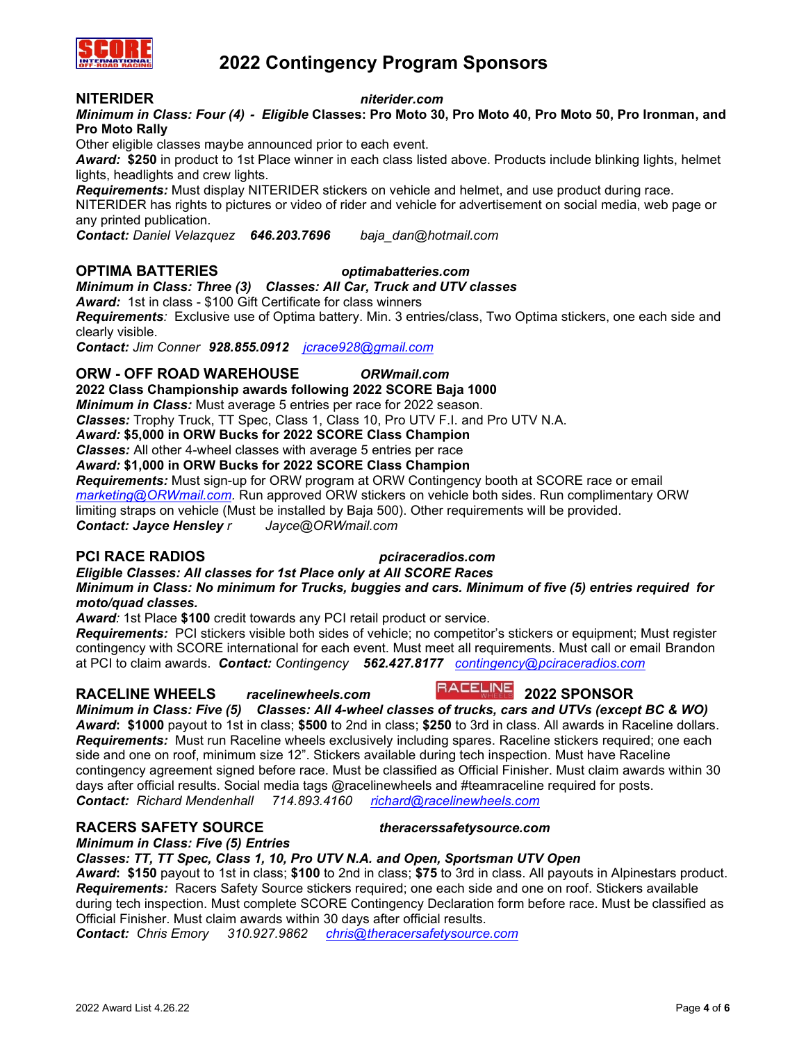# 2022 Contingency Program Sponsors

## NITERIDER *niterider.com*

***Minimum in Class: Four (4) - Eligible* Classes: Pro Moto 30, Pro Moto 40, Pro Moto 50, Pro Ironman, and Pro Moto Rally**

Other eligible classes maybe announced prior to each event.

***Award:*** **$250** in product to 1st Place winner in each class listed above. Products include blinking lights, helmet lights, headlights and crew lights.

***Requirements:*** Must display NITERIDER stickers on vehicle and helmet, and use product during race. NITERIDER has rights to pictures or video of rider and vehicle for advertisement on social media, web page or any printed publication.

***Contact:*** *Daniel Velazquez* ***646.203.7696*** *baja_dan@hotmail.com*

## OPTIMA BATTERIES *optimabatteries.com*

***Minimum in Class: Three (3) Classes: All Car, Truck and UTV classes***

***Award:*** 1st in class - $100 Gift Certificate for class winners

***Requirements:*** Exclusive use of Optima battery. Min. 3 entries/class, Two Optima stickers, one each side and clearly visible.

***Contact:*** *Jim Conner* ***928.855.0912*** *jcrace928@gmail.com*

## ORW - OFF ROAD WAREHOUSE *ORWmail.com*

**2022 Class Championship awards following 2022 SCORE Baja 1000**

***Minimum in Class:*** Must average 5 entries per race for 2022 season.

***Classes:*** Trophy Truck, TT Spec, Class 1, Class 10, Pro UTV F.I. and Pro UTV N.A.

***Award:* $5,000 in ORW Bucks for 2022 SCORE Class Champion**

***Classes:*** All other 4-wheel classes with average 5 entries per race

***Award:* $1,000 in ORW Bucks for 2022 SCORE Class Champion**

***Requirements:*** Must sign-up for ORW program at ORW Contingency booth at SCORE race or email *marketing@ORWmail.com.* Run approved ORW stickers on vehicle both sides. Run complimentary ORW limiting straps on vehicle (Must be installed by Baja 500). Other requirements will be provided.

***Contact: Jayce Hensley*** *r Jayce@ORWmail.com*

## PCI RACE RADIOS *pciraceradios.com*

***Eligible Classes: All classes for 1st Place only at All SCORE Races***

***Minimum in Class: No minimum for Trucks, buggies and cars. Minimum of five (5) entries required for moto/quad classes.***

***Award:*** 1st Place **$100** credit towards any PCI retail product or service.

***Requirements:*** PCI stickers visible both sides of vehicle; no competitor's stickers or equipment; Must register contingency with SCORE international for each event. Must meet all requirements. Must call or email Brandon at PCI to claim awards. ***Contact:*** *Contingency* ***562.427.8177*** *contingency@pciraceradios.com*

## RACELINE WHEELS *racelinewheels.com* 2022 SPONSOR

***Minimum in Class: Five (5) Classes: All 4-wheel classes of trucks, cars and UTVs (except BC & WO)***

***Award*: $1000** payout to 1st in class; **$500** to 2nd in class; **$250** to 3rd in class. All awards in Raceline dollars.

***Requirements:*** Must run Raceline wheels exclusively including spares. Raceline stickers required; one each side and one on roof, minimum size 12". Stickers available during tech inspection. Must have Raceline contingency agreement signed before race. Must be classified as Official Finisher. Must claim awards within 30 days after official results. Social media tags @racelinewheels and #teamraceline required for posts.

***Contact:*** *Richard Mendenhall 714.893.4160 richard@racelinewheels.com*

## RACERS SAFETY SOURCE *theracerssafetysource.com*

***Minimum in Class: Five (5) Entries***

***Classes: TT, TT Spec, Class 1, 10, Pro UTV N.A. and Open, Sportsman UTV Open***

***Award*: $150** payout to 1st in class; **$100** to 2nd in class; **$75** to 3rd in class. All payouts in Alpinestars product.

***Requirements:*** Racers Safety Source stickers required; one each side and one on roof. Stickers available during tech inspection. Must complete SCORE Contingency Declaration form before race. Must be classified as Official Finisher. Must claim awards within 30 days after official results.

***Contact:*** *Chris Emory 310.927.9862 chris@theracersafetysource.com*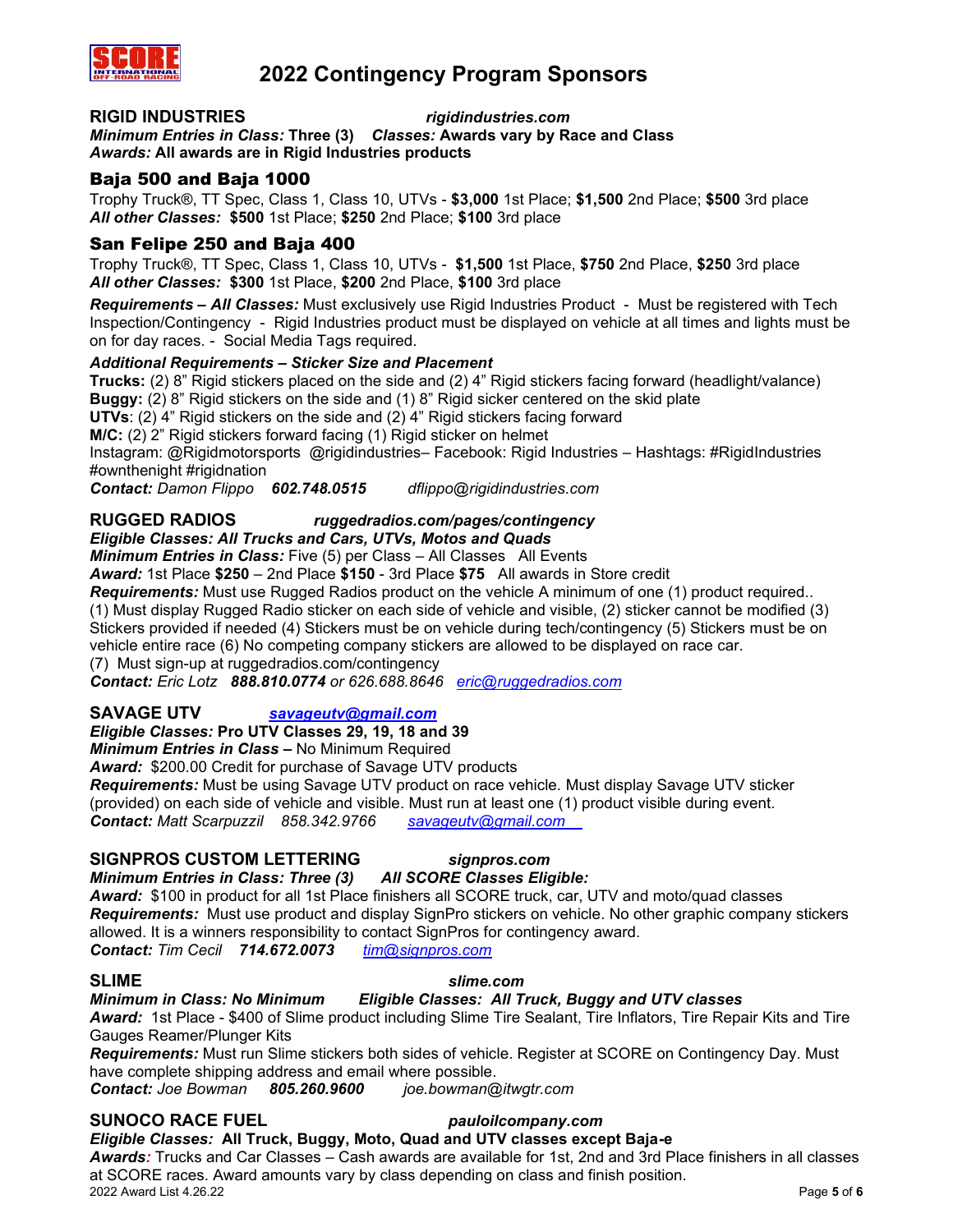# 2022 Contingency Program Sponsors

## RIGID INDUSTRIES *rigidindustries.com*

***Minimum Entries in Class:*** **Three (3)** ***Classes:*** **Awards vary by Race and Class**
***Awards:*** **All awards are in Rigid Industries products**

### Baja 500 and Baja 1000

Trophy Truck®, TT Spec, Class 1, Class 10, UTVs - **$3,000** 1st Place; **$1,500** 2nd Place; **$500** 3rd place
***All other Classes:*** **$500** 1st Place; **$250** 2nd Place; **$100** 3rd place

### San Felipe 250 and Baja 400

Trophy Truck®, TT Spec, Class 1, Class 10, UTVs - **$1,500** 1st Place, **$750** 2nd Place, **$250** 3rd place
***All other Classes:*** **$300** 1st Place, **$200** 2nd Place, **$100** 3rd place

***Requirements – All Classes:*** Must exclusively use Rigid Industries Product - Must be registered with Tech Inspection/Contingency - Rigid Industries product must be displayed on vehicle at all times and lights must be on for day races. - Social Media Tags required.

***Additional Requirements – Sticker Size and Placement***

**Trucks:** (2) 8" Rigid stickers placed on the side and (2) 4" Rigid stickers facing forward (headlight/valance)
**Buggy:** (2) 8" Rigid stickers on the side and (1) 8" Rigid sicker centered on the skid plate
**UTVs**: (2) 4" Rigid stickers on the side and (2) 4" Rigid stickers facing forward
**M/C:** (2) 2" Rigid stickers forward facing (1) Rigid sticker on helmet
Instagram: @Rigidmotorsports @rigidindustries– Facebook: Rigid Industries – Hashtags: #RigidIndustries #ownthenight #rigidnation
***Contact:*** *Damon Flippo* ***602.748.0515*** *dflippo@rigidindustries.com*

## RUGGED RADIOS *ruggedradios.com/pages/contingency*

***Eligible Classes: All Trucks and Cars, UTVs, Motos and Quads***
***Minimum Entries in Class:*** Five (5) per Class – All Classes All Events
***Award:*** 1st Place **$250** – 2nd Place **$150** - 3rd Place **$75** All awards in Store credit
***Requirements:*** Must use Rugged Radios product on the vehicle A minimum of one (1) product required.. (1) Must display Rugged Radio sticker on each side of vehicle and visible, (2) sticker cannot be modified (3) Stickers provided if needed (4) Stickers must be on vehicle during tech/contingency (5) Stickers must be on vehicle entire race (6) No competing company stickers are allowed to be displayed on race car.
(7) Must sign-up at ruggedradios.com/contingency
***Contact:*** *Eric Lotz* ***888.810.0774*** *or 626.688.8646* *eric@ruggedradios.com*

## SAVAGE UTV *savageutv@gmail.com*

***Eligible Classes:*** **Pro UTV Classes 29, 19, 18 and 39**
***Minimum Entries in Class –*** No Minimum Required
***Award:*** $200.00 Credit for purchase of Savage UTV products
***Requirements:*** Must be using Savage UTV product on race vehicle. Must display Savage UTV sticker (provided) on each side of vehicle and visible. Must run at least one (1) product visible during event.
***Contact:*** *Matt Scarpuzzil 858.342.9766* *savageutv@gmail.com*

## SIGNPROS CUSTOM LETTERING *signpros.com*

***Minimum Entries in Class: Three (3) All SCORE Classes Eligible:***
***Award:*** $100 in product for all 1st Place finishers all SCORE truck, car, UTV and moto/quad classes
***Requirements:*** Must use product and display SignPro stickers on vehicle. No other graphic company stickers allowed. It is a winners responsibility to contact SignPros for contingency award.
***Contact:*** *Tim Cecil* ***714.672.0073*** *tim@signpros.com*

## SLIME *slime.com*

***Minimum in Class: No Minimum Eligible Classes: All Truck, Buggy and UTV classes***
***Award:*** 1st Place - $400 of Slime product including Slime Tire Sealant, Tire Inflators, Tire Repair Kits and Tire Gauges Reamer/Plunger Kits
***Requirements:*** Must run Slime stickers both sides of vehicle. Register at SCORE on Contingency Day. Must have complete shipping address and email where possible.
***Contact:*** *Joe Bowman* ***805.260.9600*** *joe.bowman@itwgtr.com*

## SUNOCO RACE FUEL *pauloilcompany.com*

***Eligible Classes:*** **All Truck, Buggy, Moto, Quad and UTV classes except Baja-e**
***Awards:*** Trucks and Car Classes – Cash awards are available for 1st, 2nd and 3rd Place finishers in all classes at SCORE races. Award amounts vary by class depending on class and finish position.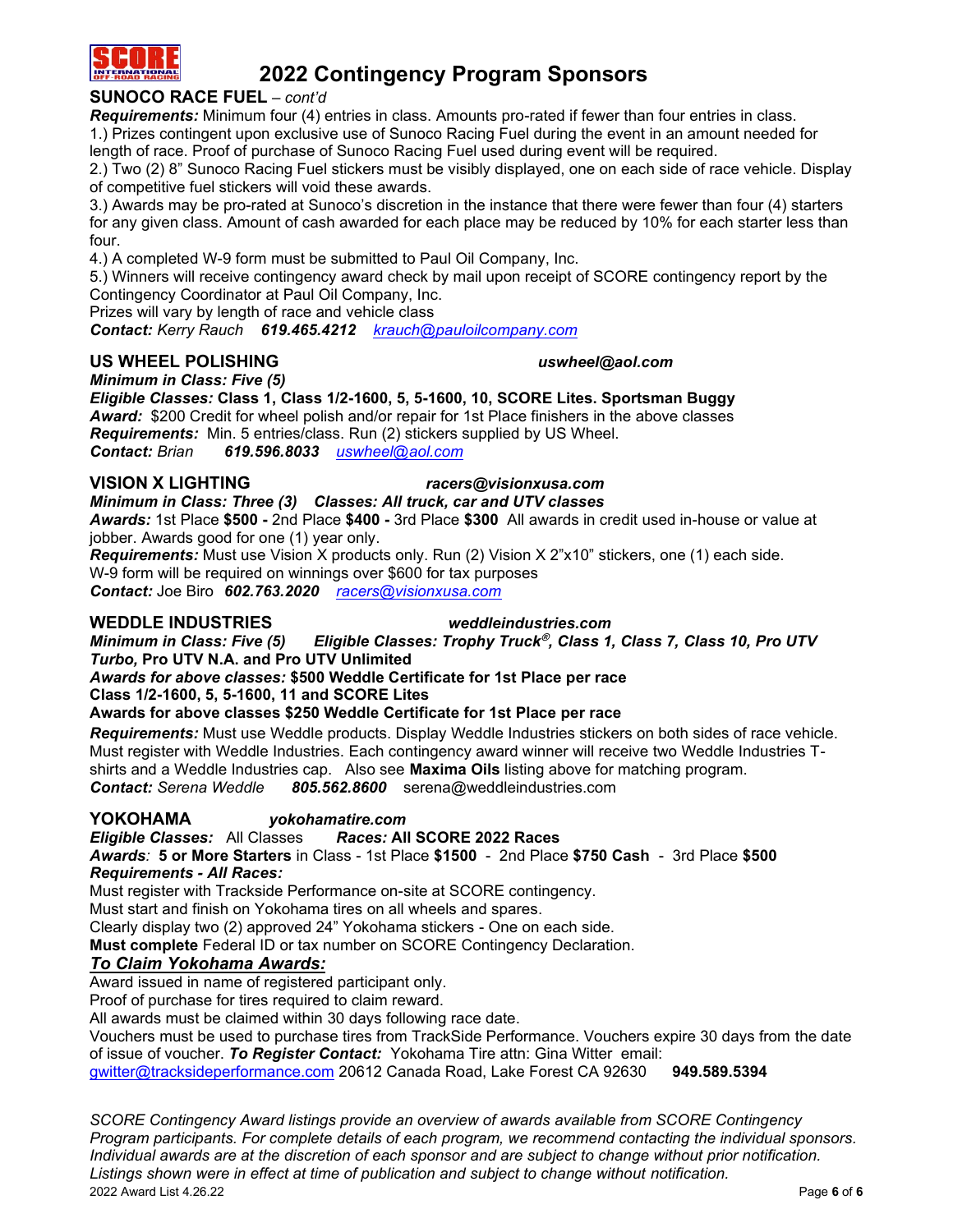# 2022 Contingency Program Sponsors

## SUNOCO RACE FUEL – *cont'd*

***Requirements:*** Minimum four (4) entries in class. Amounts pro-rated if fewer than four entries in class.

1.) Prizes contingent upon exclusive use of Sunoco Racing Fuel during the event in an amount needed for length of race. Proof of purchase of Sunoco Racing Fuel used during event will be required.

2.) Two (2) 8" Sunoco Racing Fuel stickers must be visibly displayed, one on each side of race vehicle. Display of competitive fuel stickers will void these awards.

3.) Awards may be pro-rated at Sunoco's discretion in the instance that there were fewer than four (4) starters for any given class. Amount of cash awarded for each place may be reduced by 10% for each starter less than four.

4.) A completed W-9 form must be submitted to Paul Oil Company, Inc.

5.) Winners will receive contingency award check by mail upon receipt of SCORE contingency report by the Contingency Coordinator at Paul Oil Company, Inc.

Prizes will vary by length of race and vehicle class

***Contact:*** *Kerry Rauch* ***619.465.4212*** *krauch@pauloilcompany.com*

## US WHEEL POLISHING *uswheel@aol.com*

***Minimum in Class: Five (5)***

***Eligible Classes:* Class 1, Class 1/2-1600, 5, 5-1600, 10, SCORE Lites. Sportsman Buggy**

***Award:*** $200 Credit for wheel polish and/or repair for 1st Place finishers in the above classes

***Requirements:*** Min. 5 entries/class. Run (2) stickers supplied by US Wheel.

***Contact:*** *Brian* ***619.596.8033*** *uswheel@aol.com*

## VISION X LIGHTING *racers@visionxusa.com*

***Minimum in Class: Three (3) Classes: All truck, car and UTV classes***

***Awards:*** 1st Place **$500 -** 2nd Place **$400 -** 3rd Place **$300** All awards in credit used in-house or value at jobber. Awards good for one (1) year only.

***Requirements:*** Must use Vision X products only. Run (2) Vision X 2"x10" stickers, one (1) each side. W-9 form will be required on winnings over $600 for tax purposes

***Contact:*** Joe Biro ***602.763.2020*** *racers@visionxusa.com*

## WEDDLE INDUSTRIES *weddleindustries.com*

***Minimum in Class: Five (5) Eligible Classes: Trophy Truck®, Class 1, Class 7, Class 10, Pro UTV Turbo,* Pro UTV N.A. and Pro UTV Unlimited**

***Awards for above classes:* $500 Weddle Certificate for 1st Place per race**

**Class 1/2-1600, 5, 5-1600, 11 and SCORE Lites**

**Awards for above classes $250 Weddle Certificate for 1st Place per race**

***Requirements:*** Must use Weddle products. Display Weddle Industries stickers on both sides of race vehicle. Must register with Weddle Industries. Each contingency award winner will receive two Weddle Industries T-shirts and a Weddle Industries cap. Also see **Maxima Oils** listing above for matching program.

***Contact:*** *Serena Weddle* ***805.562.8600*** serena@weddleindustries.com

## YOKOHAMA *yokohamatire.com*

***Eligible Classes:*** All Classes ***Races:* All SCORE 2022 Races**

***Awards:*** **5 or More Starters** in Class - 1st Place **$1500** - 2nd Place **$750 Cash** - 3rd Place **$500**

***Requirements - All Races:***

Must register with Trackside Performance on-site at SCORE contingency.

Must start and finish on Yokohama tires on all wheels and spares.

Clearly display two (2) approved 24" Yokohama stickers - One on each side.

**Must complete** Federal ID or tax number on SCORE Contingency Declaration.

***To Claim Yokohama Awards:***

Award issued in name of registered participant only.

Proof of purchase for tires required to claim reward.

All awards must be claimed within 30 days following race date.

Vouchers must be used to purchase tires from TrackSide Performance. Vouchers expire 30 days from the date of issue of voucher. ***To Register Contact:*** Yokohama Tire attn: Gina Witter email: gwitter@tracksideperformance.com 20612 Canada Road, Lake Forest CA 92630 **949.589.5394**

*SCORE Contingency Award listings provide an overview of awards available from SCORE Contingency Program participants. For complete details of each program, we recommend contacting the individual sponsors. Individual awards are at the discretion of each sponsor and are subject to change without prior notification. Listings shown were in effect at time of publication and subject to change without notification.*

2022 Award List 4.26.22